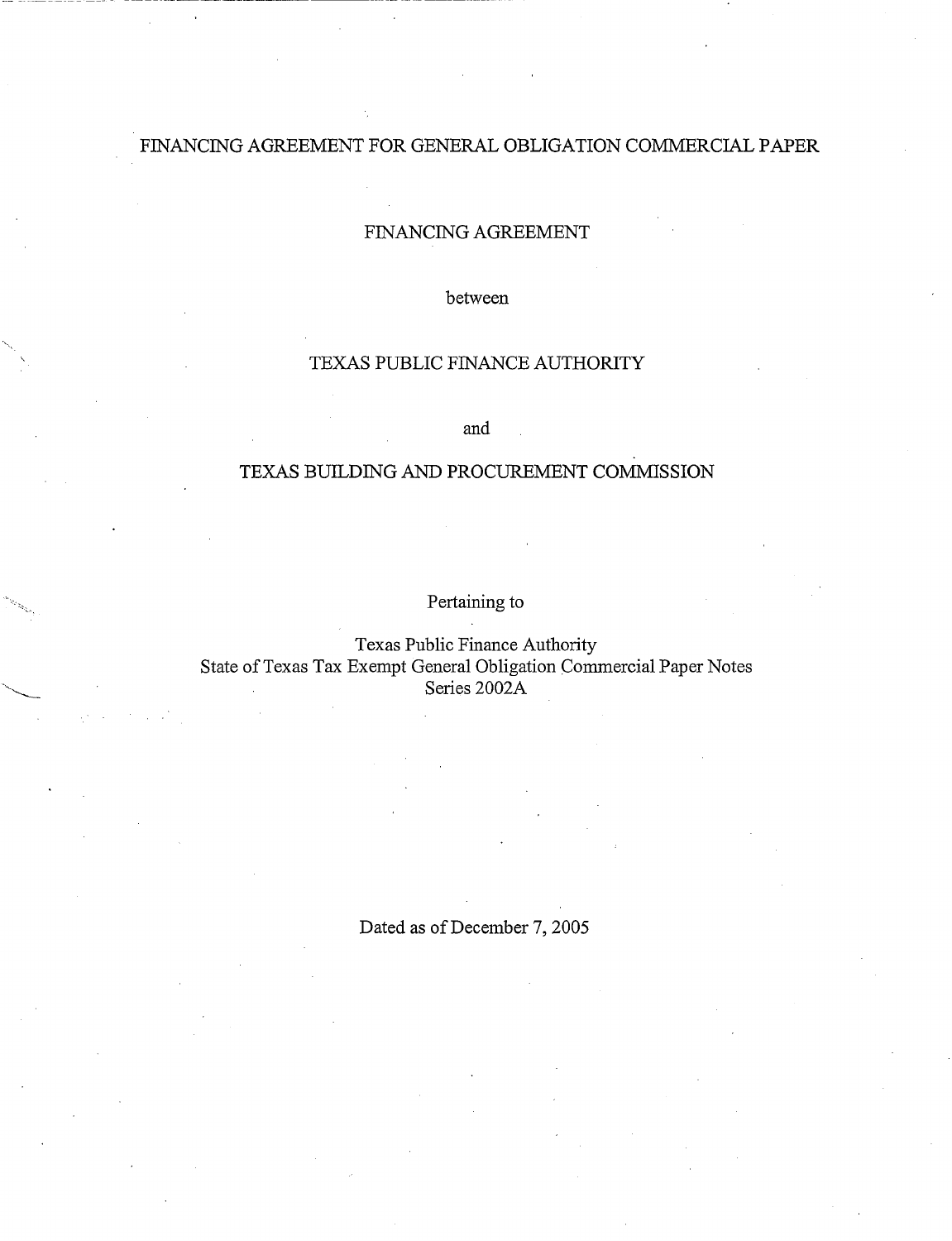# FINANCING AGREEMENT FOR GENERAL OBLIGATION COMMERCIAL PAPER

## FINANCING AGREEMENT

between

## TEXAS PUBLIC FINANCE AUTHORITY

and

## TEXAS BUILDING AND PROCUREMENT COMMISSION

Pertaining to

Texas Public Finance Authority
State of Texas Tax Exempt General Obligation Commercial Paper Notes
Series 2002A

Dated as of December 7, 2005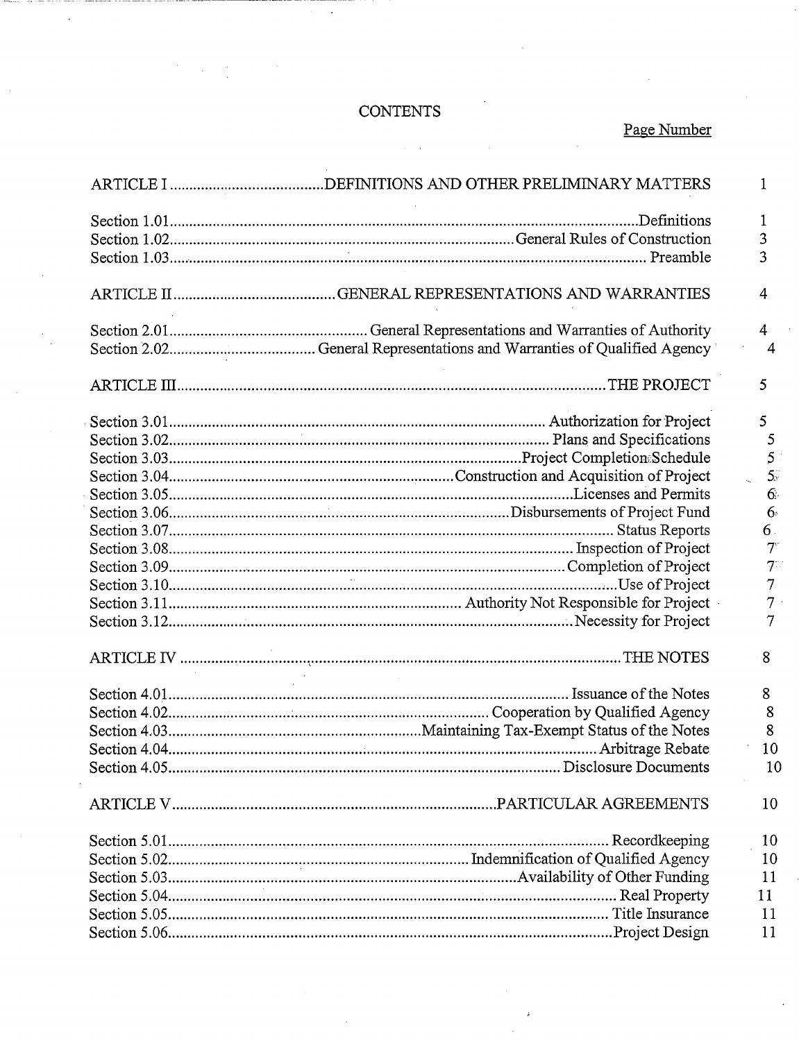# CONTENTS

Page Number

| | | |
|---|---|---|
| ARTICLE I | DEFINITIONS AND OTHER PRELIMINARY MATTERS | 1 |
| Section 1.01 | Definitions | 1 |
| Section 1.02 | General Rules of Construction | 3 |
| Section 1.03 | Preamble | 3 |
| ARTICLE II | GENERAL REPRESENTATIONS AND WARRANTIES | 4 |
| Section 2.01 | General Representations and Warranties of Authority | 4 |
| Section 2.02 | General Representations and Warranties of Qualified Agency | 4 |
| ARTICLE III | THE PROJECT | 5 |
| Section 3.01 | Authorization for Project | 5 |
| Section 3.02 | Plans and Specifications | 5 |
| Section 3.03 | Project Completion Schedule | 5 |
| Section 3.04 | Construction and Acquisition of Project | 5 |
| Section 3.05 | Licenses and Permits | 6 |
| Section 3.06 | Disbursements of Project Fund | 6 |
| Section 3.07 | Status Reports | 6 |
| Section 3.08 | Inspection of Project | 7 |
| Section 3.09 | Completion of Project | 7 |
| Section 3.10 | Use of Project | 7 |
| Section 3.11 | Authority Not Responsible for Project | 7 |
| Section 3.12 | Necessity for Project | 7 |
| ARTICLE IV | THE NOTES | 8 |
| Section 4.01 | Issuance of the Notes | 8 |
| Section 4.02 | Cooperation by Qualified Agency | 8 |
| Section 4.03 | Maintaining Tax-Exempt Status of the Notes | 8 |
| Section 4.04 | Arbitrage Rebate | 10 |
| Section 4.05 | Disclosure Documents | 10 |
| ARTICLE V | PARTICULAR AGREEMENTS | 10 |
| Section 5.01 | Recordkeeping | 10 |
| Section 5.02 | Indemnification of Qualified Agency | 10 |
| Section 5.03 | Availability of Other Funding | 11 |
| Section 5.04 | Real Property | 11 |
| Section 5.05 | Title Insurance | 11 |
| Section 5.06 | Project Design | 11 |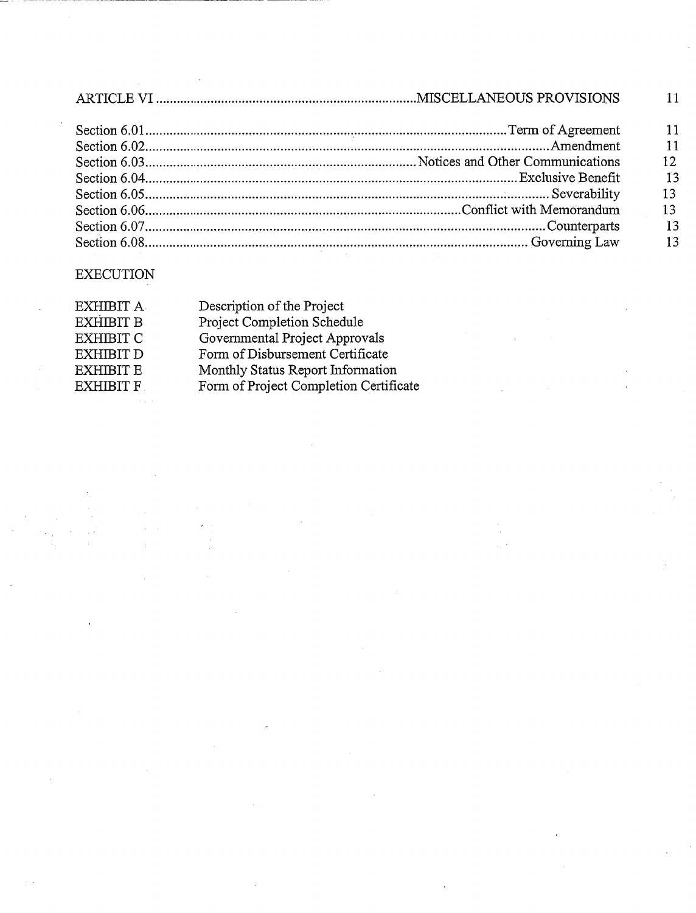| | | |
|---|---|---|
| ARTICLE VI | MISCELLANEOUS PROVISIONS | 11 |
| Section 6.01 | Term of Agreement | 11 |
| Section 6.02 | Amendment | 11 |
| Section 6.03 | Notices and Other Communications | 12 |
| Section 6.04 | Exclusive Benefit | 13 |
| Section 6.05 | Severability | 13 |
| Section 6.06 | Conflict with Memorandum | 13 |
| Section 6.07 | Counterparts | 13 |
| Section 6.08 | Governing Law | 13 |

EXECUTION

| | |
|---|---|
| EXHIBIT A | Description of the Project |
| EXHIBIT B | Project Completion Schedule |
| EXHIBIT C | Governmental Project Approvals |
| EXHIBIT D | Form of Disbursement Certificate |
| EXHIBIT E | Monthly Status Report Information |
| EXHIBIT F | Form of Project Completion Certificate |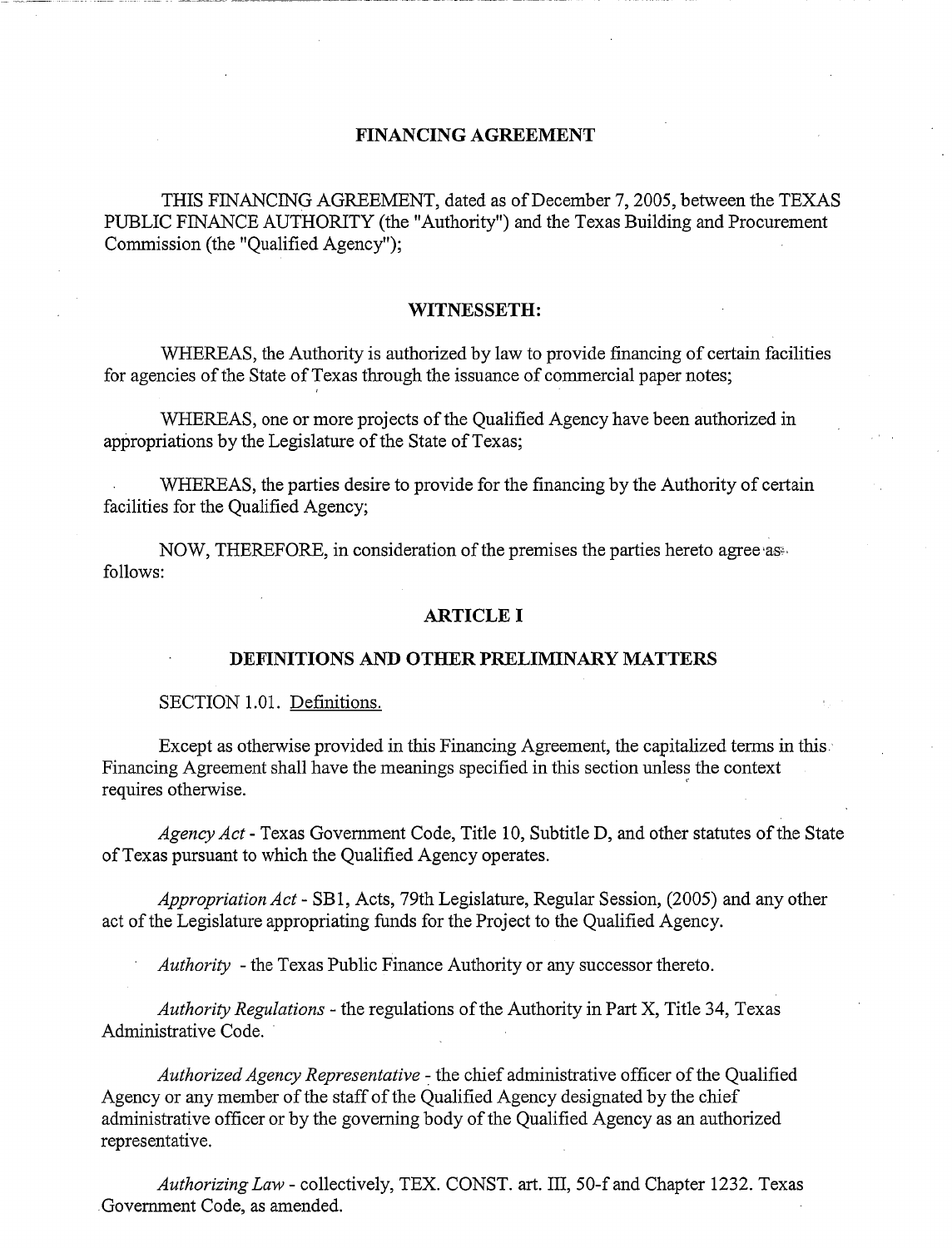# FINANCING AGREEMENT

THIS FINANCING AGREEMENT, dated as of December 7, 2005, between the TEXAS PUBLIC FINANCE AUTHORITY (the "Authority") and the Texas Building and Procurement Commission (the "Qualified Agency");

## WITNESSETH:

WHEREAS, the Authority is authorized by law to provide financing of certain facilities for agencies of the State of Texas through the issuance of commercial paper notes;

WHEREAS, one or more projects of the Qualified Agency have been authorized in appropriations by the Legislature of the State of Texas;

WHEREAS, the parties desire to provide for the financing by the Authority of certain facilities for the Qualified Agency;

NOW, THEREFORE, in consideration of the premises the parties hereto agree as follows:

## ARTICLE I

## DEFINITIONS AND OTHER PRELIMINARY MATTERS

SECTION 1.01. Definitions.

Except as otherwise provided in this Financing Agreement, the capitalized terms in this Financing Agreement shall have the meanings specified in this section unless the context requires otherwise.

*Agency Act* - Texas Government Code, Title 10, Subtitle D, and other statutes of the State of Texas pursuant to which the Qualified Agency operates.

*Appropriation Act* - SB1, Acts, 79th Legislature, Regular Session, (2005) and any other act of the Legislature appropriating funds for the Project to the Qualified Agency.

*Authority* - the Texas Public Finance Authority or any successor thereto.

*Authority Regulations* - the regulations of the Authority in Part X, Title 34, Texas Administrative Code.

*Authorized Agency Representative* - the chief administrative officer of the Qualified Agency or any member of the staff of the Qualified Agency designated by the chief administrative officer or by the governing body of the Qualified Agency as an authorized representative.

*Authorizing Law* - collectively, TEX. CONST. art. III, 50-f and Chapter 1232. Texas Government Code, as amended.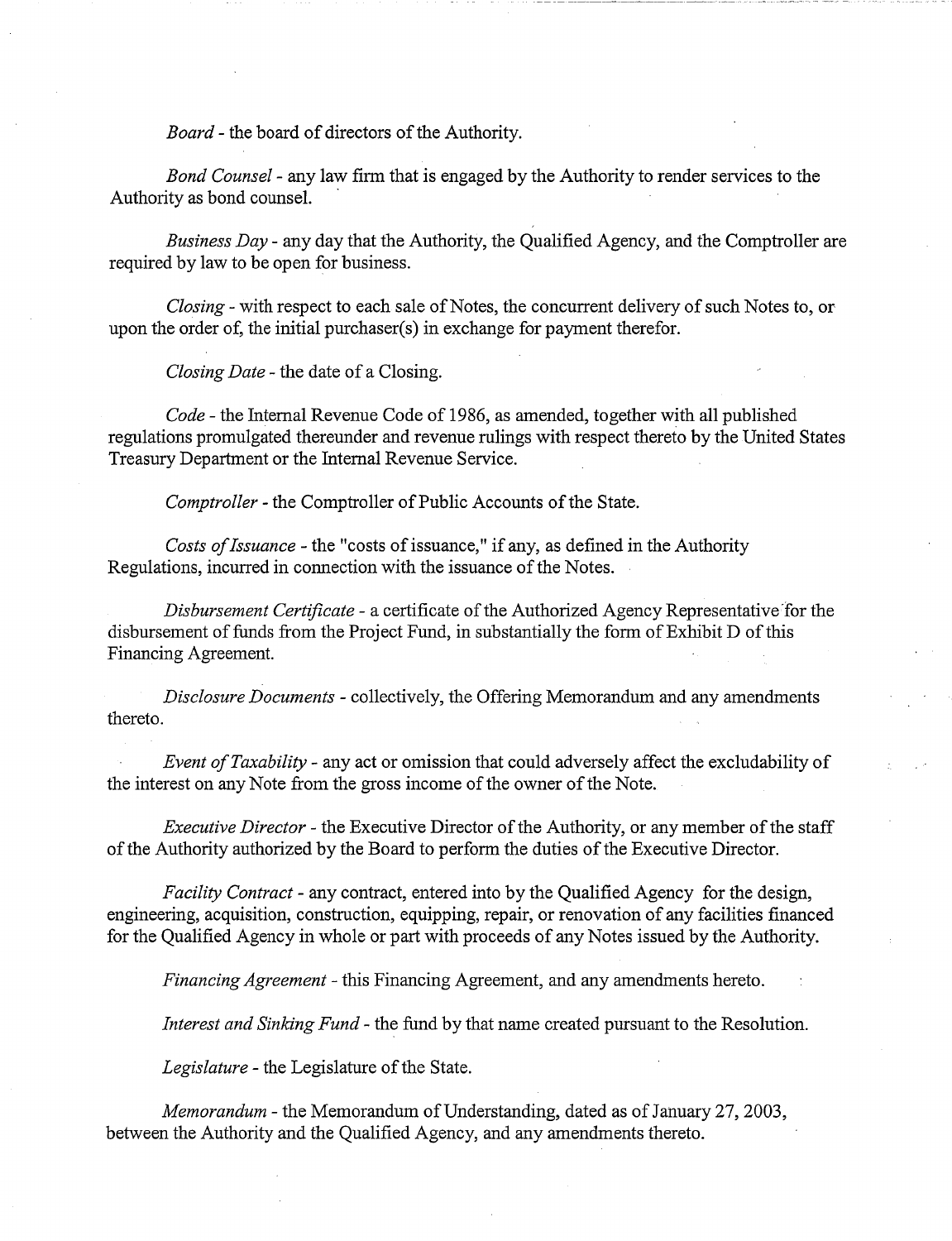*Board* - the board of directors of the Authority.

*Bond Counsel* - any law firm that is engaged by the Authority to render services to the Authority as bond counsel.

*Business Day* - any day that the Authority, the Qualified Agency, and the Comptroller are required by law to be open for business.

*Closing* - with respect to each sale of Notes, the concurrent delivery of such Notes to, or upon the order of, the initial purchaser(s) in exchange for payment therefor.

*Closing Date* - the date of a Closing.

*Code* - the Internal Revenue Code of 1986, as amended, together with all published regulations promulgated thereunder and revenue rulings with respect thereto by the United States Treasury Department or the Internal Revenue Service.

*Comptroller* - the Comptroller of Public Accounts of the State.

*Costs of Issuance* - the "costs of issuance," if any, as defined in the Authority Regulations, incurred in connection with the issuance of the Notes.

*Disbursement Certificate* - a certificate of the Authorized Agency Representative for the disbursement of funds from the Project Fund, in substantially the form of Exhibit D of this Financing Agreement.

*Disclosure Documents* - collectively, the Offering Memorandum and any amendments thereto.

*Event of Taxability* - any act or omission that could adversely affect the excludability of the interest on any Note from the gross income of the owner of the Note.

*Executive Director* - the Executive Director of the Authority, or any member of the staff of the Authority authorized by the Board to perform the duties of the Executive Director.

*Facility Contract* - any contract, entered into by the Qualified Agency for the design, engineering, acquisition, construction, equipping, repair, or renovation of any facilities financed for the Qualified Agency in whole or part with proceeds of any Notes issued by the Authority.

*Financing Agreement* - this Financing Agreement, and any amendments hereto.

*Interest and Sinking Fund* - the fund by that name created pursuant to the Resolution.

*Legislature* - the Legislature of the State.

*Memorandum* - the Memorandum of Understanding, dated as of January 27, 2003, between the Authority and the Qualified Agency, and any amendments thereto.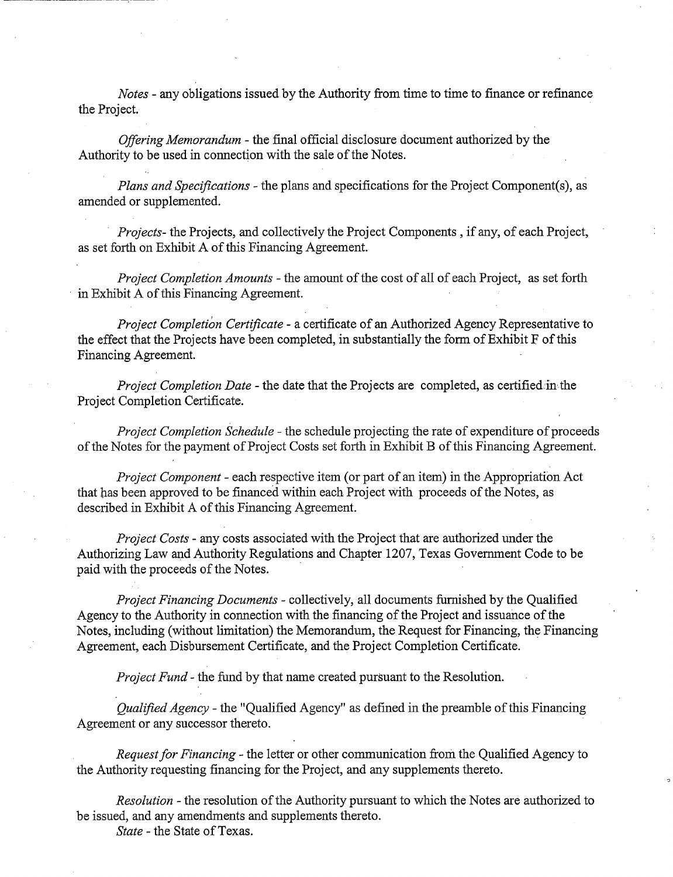*Notes* - any obligations issued by the Authority from time to time to finance or refinance the Project.

*Offering Memorandum* - the final official disclosure document authorized by the Authority to be used in connection with the sale of the Notes.

*Plans and Specifications* - the plans and specifications for the Project Component(s), as amended or supplemented.

*Projects*- the Projects, and collectively the Project Components , if any, of each Project, as set forth on Exhibit A of this Financing Agreement.

*Project Completion Amounts* - the amount of the cost of all of each Project, as set forth in Exhibit A of this Financing Agreement.

*Project Completion Certificate* - a certificate of an Authorized Agency Representative to the effect that the Projects have been completed, in substantially the form of Exhibit F of this Financing Agreement.

*Project Completion Date* - the date that the Projects are completed, as certified in the Project Completion Certificate.

*Project Completion Schedule* - the schedule projecting the rate of expenditure of proceeds of the Notes for the payment of Project Costs set forth in Exhibit B of this Financing Agreement.

*Project Component* - each respective item (or part of an item) in the Appropriation Act that has been approved to be financed within each Project with proceeds of the Notes, as described in Exhibit A of this Financing Agreement.

*Project Costs* - any costs associated with the Project that are authorized under the Authorizing Law and Authority Regulations and Chapter 1207, Texas Government Code to be paid with the proceeds of the Notes.

*Project Financing Documents* - collectively, all documents furnished by the Qualified Agency to the Authority in connection with the financing of the Project and issuance of the Notes, including (without limitation) the Memorandum, the Request for Financing, the Financing Agreement, each Disbursement Certificate, and the Project Completion Certificate.

*Project Fund* - the fund by that name created pursuant to the Resolution.

*Qualified Agency* - the "Qualified Agency" as defined in the preamble of this Financing Agreement or any successor thereto.

*Request for Financing* - the letter or other communication from the Qualified Agency to the Authority requesting financing for the Project, and any supplements thereto.

*Resolution* - the resolution of the Authority pursuant to which the Notes are authorized to be issued, and any amendments and supplements thereto.

*State* - the State of Texas.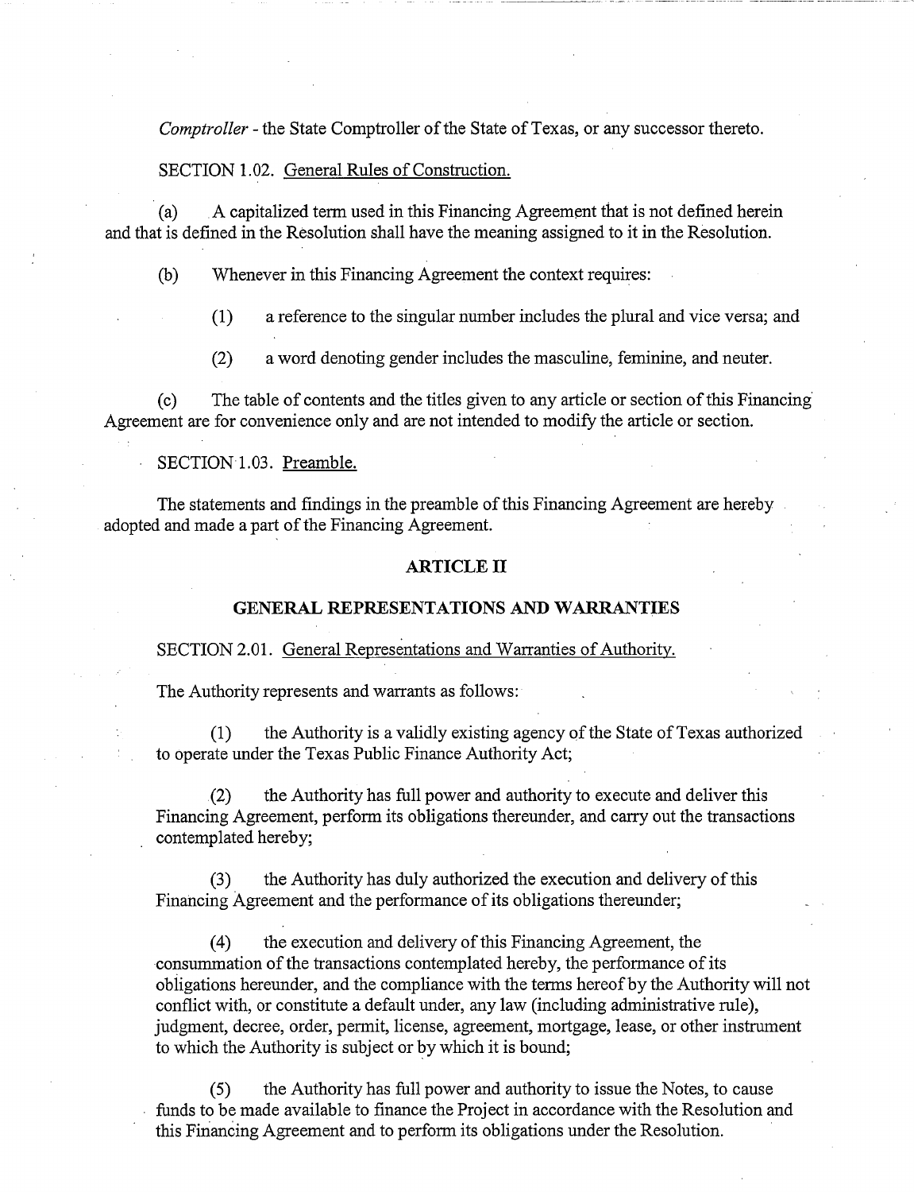*Comptroller* - the State Comptroller of the State of Texas, or any successor thereto.

SECTION 1.02. General Rules of Construction.

(a) A capitalized term used in this Financing Agreement that is not defined herein and that is defined in the Resolution shall have the meaning assigned to it in the Resolution.

(b) Whenever in this Financing Agreement the context requires:

(1) a reference to the singular number includes the plural and vice versa; and

(2) a word denoting gender includes the masculine, feminine, and neuter.

(c) The table of contents and the titles given to any article or section of this Financing Agreement are for convenience only and are not intended to modify the article or section.

SECTION 1.03. Preamble.

The statements and findings in the preamble of this Financing Agreement are hereby adopted and made a part of the Financing Agreement.

## ARTICLE II

## GENERAL REPRESENTATIONS AND WARRANTIES

SECTION 2.01. General Representations and Warranties of Authority.

The Authority represents and warrants as follows:

(1) the Authority is a validly existing agency of the State of Texas authorized to operate under the Texas Public Finance Authority Act;

(2) the Authority has full power and authority to execute and deliver this Financing Agreement, perform its obligations thereunder, and carry out the transactions contemplated hereby;

(3) the Authority has duly authorized the execution and delivery of this Financing Agreement and the performance of its obligations thereunder;

(4) the execution and delivery of this Financing Agreement, the consummation of the transactions contemplated hereby, the performance of its obligations hereunder, and the compliance with the terms hereof by the Authority will not conflict with, or constitute a default under, any law (including administrative rule), judgment, decree, order, permit, license, agreement, mortgage, lease, or other instrument to which the Authority is subject or by which it is bound;

(5) the Authority has full power and authority to issue the Notes, to cause funds to be made available to finance the Project in accordance with the Resolution and this Financing Agreement and to perform its obligations under the Resolution.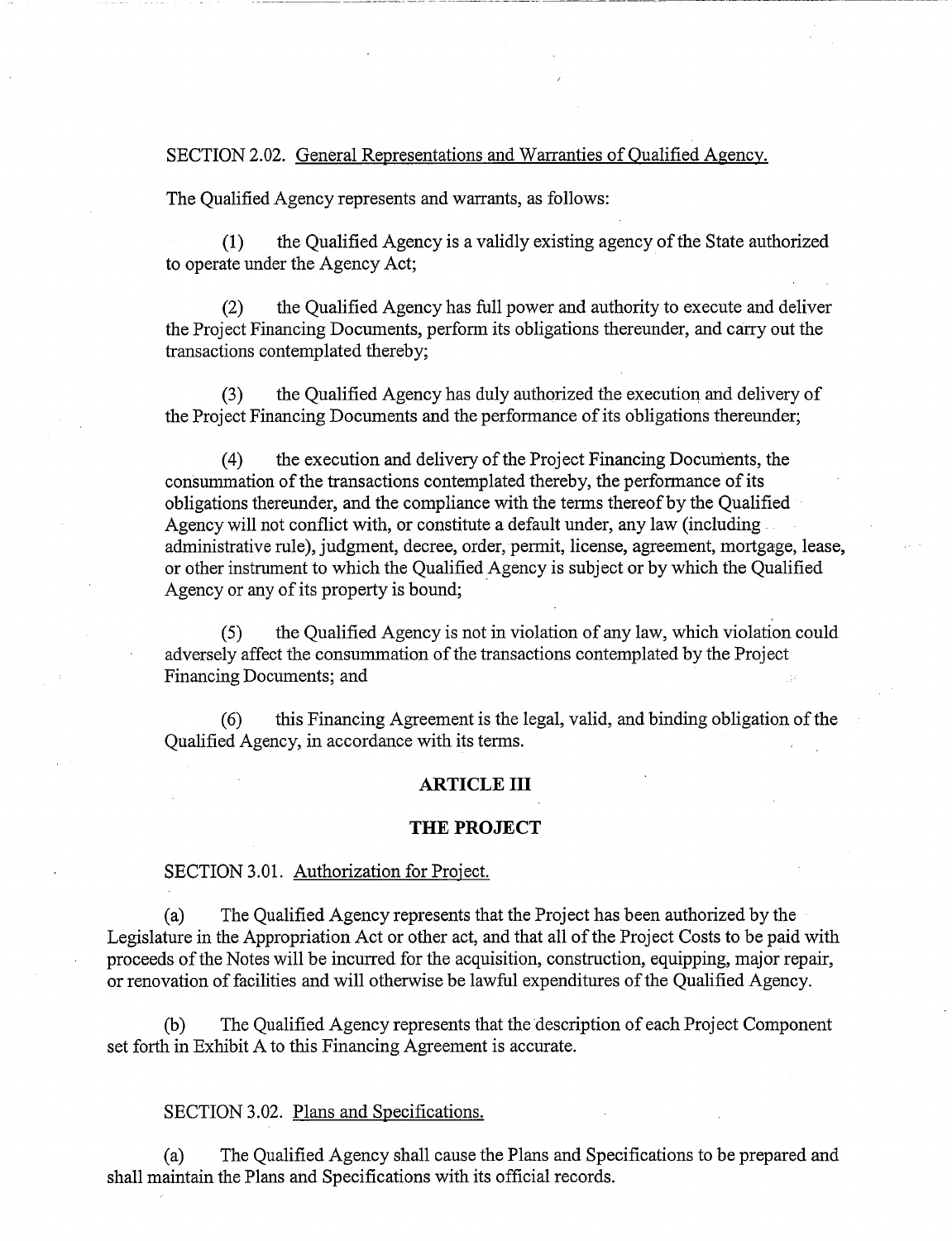SECTION 2.02. <u>General Representations and Warranties of Qualified Agency.</u>

The Qualified Agency represents and warrants, as follows:

(1) the Qualified Agency is a validly existing agency of the State authorized to operate under the Agency Act;

(2) the Qualified Agency has full power and authority to execute and deliver the Project Financing Documents, perform its obligations thereunder, and carry out the transactions contemplated thereby;

(3) the Qualified Agency has duly authorized the execution and delivery of the Project Financing Documents and the performance of its obligations thereunder;

(4) the execution and delivery of the Project Financing Documents, the consummation of the transactions contemplated thereby, the performance of its obligations thereunder, and the compliance with the terms thereof by the Qualified Agency will not conflict with, or constitute a default under, any law (including administrative rule), judgment, decree, order, permit, license, agreement, mortgage, lease, or other instrument to which the Qualified Agency is subject or by which the Qualified Agency or any of its property is bound;

(5) the Qualified Agency is not in violation of any law, which violation could adversely affect the consummation of the transactions contemplated by the Project Financing Documents; and

(6) this Financing Agreement is the legal, valid, and binding obligation of the Qualified Agency, in accordance with its terms.

## ARTICLE III

## THE PROJECT

SECTION 3.01. <u>Authorization for Project.</u>

(a) The Qualified Agency represents that the Project has been authorized by the Legislature in the Appropriation Act or other act, and that all of the Project Costs to be paid with proceeds of the Notes will be incurred for the acquisition, construction, equipping, major repair, or renovation of facilities and will otherwise be lawful expenditures of the Qualified Agency.

(b) The Qualified Agency represents that the description of each Project Component set forth in Exhibit A to this Financing Agreement is accurate.

SECTION 3.02. <u>Plans and Specifications.</u>

(a) The Qualified Agency shall cause the Plans and Specifications to be prepared and shall maintain the Plans and Specifications with its official records.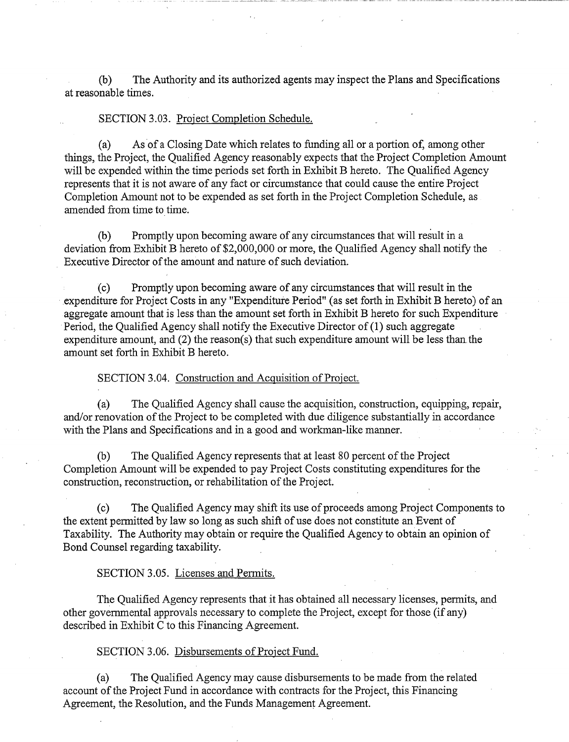(b) The Authority and its authorized agents may inspect the Plans and Specifications at reasonable times.

SECTION 3.03. Project Completion Schedule.

(a) As of a Closing Date which relates to funding all or a portion of, among other things, the Project, the Qualified Agency reasonably expects that the Project Completion Amount will be expended within the time periods set forth in Exhibit B hereto. The Qualified Agency represents that it is not aware of any fact or circumstance that could cause the entire Project Completion Amount not to be expended as set forth in the Project Completion Schedule, as amended from time to time.

(b) Promptly upon becoming aware of any circumstances that will result in a deviation from Exhibit B hereto of $2,000,000 or more, the Qualified Agency shall notify the Executive Director of the amount and nature of such deviation.

(c) Promptly upon becoming aware of any circumstances that will result in the expenditure for Project Costs in any "Expenditure Period" (as set forth in Exhibit B hereto) of an aggregate amount that is less than the amount set forth in Exhibit B hereto for such Expenditure Period, the Qualified Agency shall notify the Executive Director of (1) such aggregate expenditure amount, and (2) the reason(s) that such expenditure amount will be less than the amount set forth in Exhibit B hereto.

SECTION 3.04. Construction and Acquisition of Project.

(a) The Qualified Agency shall cause the acquisition, construction, equipping, repair, and/or renovation of the Project to be completed with due diligence substantially in accordance with the Plans and Specifications and in a good and workman-like manner.

(b) The Qualified Agency represents that at least 80 percent of the Project Completion Amount will be expended to pay Project Costs constituting expenditures for the construction, reconstruction, or rehabilitation of the Project.

(c) The Qualified Agency may shift its use of proceeds among Project Components to the extent permitted by law so long as such shift of use does not constitute an Event of Taxability. The Authority may obtain or require the Qualified Agency to obtain an opinion of Bond Counsel regarding taxability.

SECTION 3.05. Licenses and Permits.

The Qualified Agency represents that it has obtained all necessary licenses, permits, and other governmental approvals necessary to complete the Project, except for those (if any) described in Exhibit C to this Financing Agreement.

SECTION 3.06. Disbursements of Project Fund.

(a) The Qualified Agency may cause disbursements to be made from the related account of the Project Fund in accordance with contracts for the Project, this Financing Agreement, the Resolution, and the Funds Management Agreement.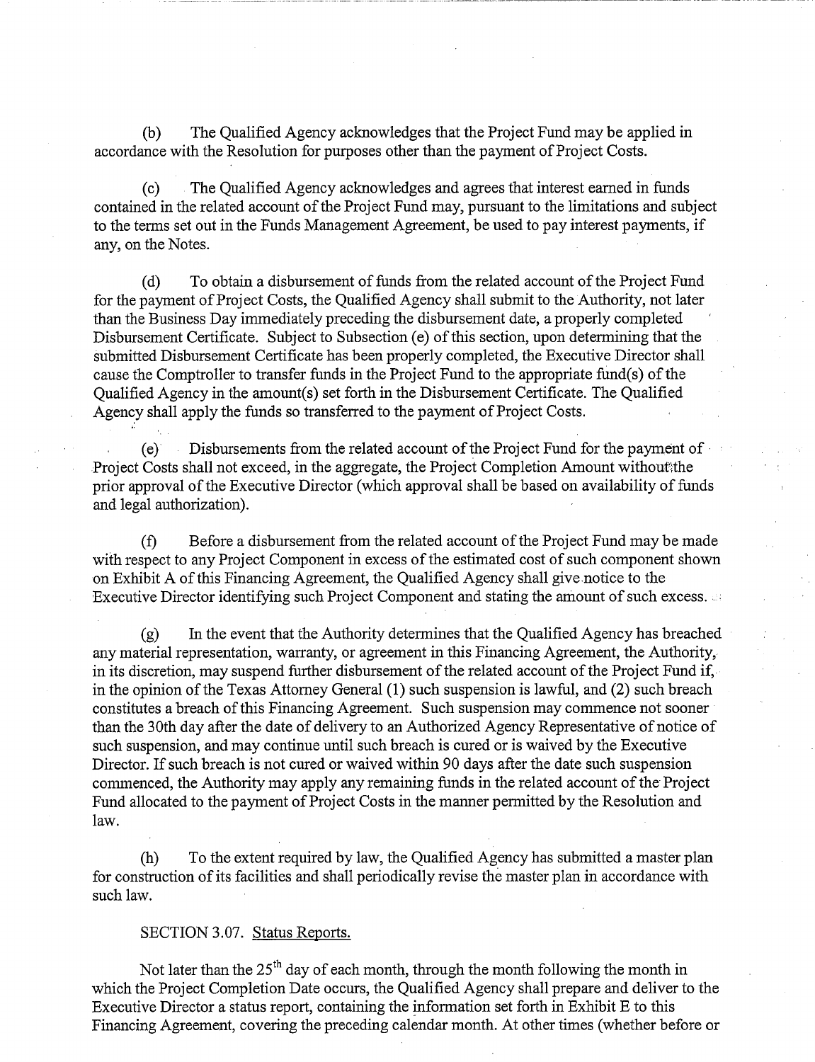(b) The Qualified Agency acknowledges that the Project Fund may be applied in accordance with the Resolution for purposes other than the payment of Project Costs.

(c) The Qualified Agency acknowledges and agrees that interest earned in funds contained in the related account of the Project Fund may, pursuant to the limitations and subject to the terms set out in the Funds Management Agreement, be used to pay interest payments, if any, on the Notes.

(d) To obtain a disbursement of funds from the related account of the Project Fund for the payment of Project Costs, the Qualified Agency shall submit to the Authority, not later than the Business Day immediately preceding the disbursement date, a properly completed Disbursement Certificate. Subject to Subsection (e) of this section, upon determining that the submitted Disbursement Certificate has been properly completed, the Executive Director shall cause the Comptroller to transfer funds in the Project Fund to the appropriate fund(s) of the Qualified Agency in the amount(s) set forth in the Disbursement Certificate. The Qualified Agency shall apply the funds so transferred to the payment of Project Costs.

(e) Disbursements from the related account of the Project Fund for the payment of Project Costs shall not exceed, in the aggregate, the Project Completion Amount without the prior approval of the Executive Director (which approval shall be based on availability of funds and legal authorization).

(f) Before a disbursement from the related account of the Project Fund may be made with respect to any Project Component in excess of the estimated cost of such component shown on Exhibit A of this Financing Agreement, the Qualified Agency shall give notice to the Executive Director identifying such Project Component and stating the amount of such excess.

(g) In the event that the Authority determines that the Qualified Agency has breached any material representation, warranty, or agreement in this Financing Agreement, the Authority, in its discretion, may suspend further disbursement of the related account of the Project Fund if, in the opinion of the Texas Attorney General (1) such suspension is lawful, and (2) such breach constitutes a breach of this Financing Agreement. Such suspension may commence not sooner than the 30th day after the date of delivery to an Authorized Agency Representative of notice of such suspension, and may continue until such breach is cured or is waived by the Executive Director. If such breach is not cured or waived within 90 days after the date such suspension commenced, the Authority may apply any remaining funds in the related account of the Project Fund allocated to the payment of Project Costs in the manner permitted by the Resolution and law.

(h) To the extent required by law, the Qualified Agency has submitted a master plan for construction of its facilities and shall periodically revise the master plan in accordance with such law.

SECTION 3.07. Status Reports.

Not later than the 25th day of each month, through the month following the month in which the Project Completion Date occurs, the Qualified Agency shall prepare and deliver to the Executive Director a status report, containing the information set forth in Exhibit E to this Financing Agreement, covering the preceding calendar month. At other times (whether before or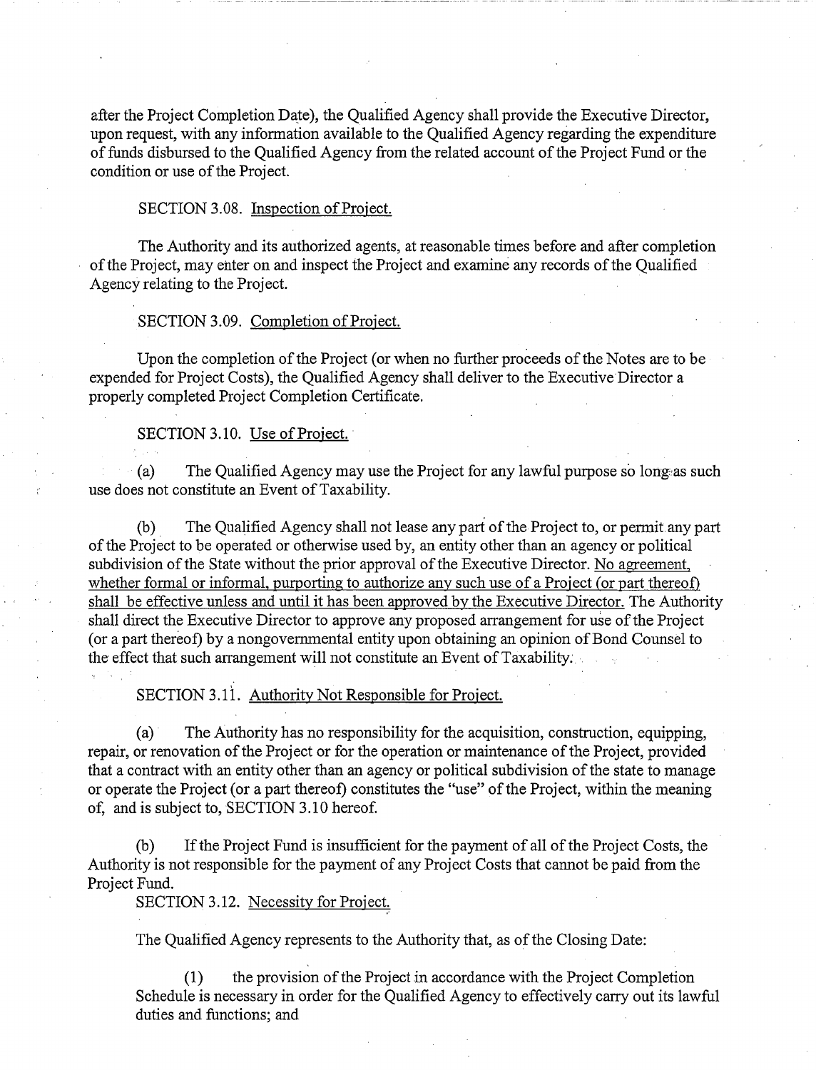after the Project Completion Date), the Qualified Agency shall provide the Executive Director, upon request, with any information available to the Qualified Agency regarding the expenditure of funds disbursed to the Qualified Agency from the related account of the Project Fund or the condition or use of the Project.

SECTION 3.08. Inspection of Project.

The Authority and its authorized agents, at reasonable times before and after completion of the Project, may enter on and inspect the Project and examine any records of the Qualified Agency relating to the Project.

SECTION 3.09. Completion of Project.

Upon the completion of the Project (or when no further proceeds of the Notes are to be expended for Project Costs), the Qualified Agency shall deliver to the Executive Director a properly completed Project Completion Certificate.

SECTION 3.10. Use of Project.

(a) The Qualified Agency may use the Project for any lawful purpose so long as such use does not constitute an Event of Taxability.

(b) The Qualified Agency shall not lease any part of the Project to, or permit any part of the Project to be operated or otherwise used by, an entity other than an agency or political subdivision of the State without the prior approval of the Executive Director. No agreement, whether formal or informal, purporting to authorize any such use of a Project (or part thereof) shall be effective unless and until it has been approved by the Executive Director. The Authority shall direct the Executive Director to approve any proposed arrangement for use of the Project (or a part thereof) by a nongovernmental entity upon obtaining an opinion of Bond Counsel to the effect that such arrangement will not constitute an Event of Taxability.

SECTION 3.11. Authority Not Responsible for Project.

(a) The Authority has no responsibility for the acquisition, construction, equipping, repair, or renovation of the Project or for the operation or maintenance of the Project, provided that a contract with an entity other than an agency or political subdivision of the state to manage or operate the Project (or a part thereof) constitutes the "use" of the Project, within the meaning of, and is subject to, SECTION 3.10 hereof.

(b) If the Project Fund is insufficient for the payment of all of the Project Costs, the Authority is not responsible for the payment of any Project Costs that cannot be paid from the Project Fund.

SECTION 3.12. Necessity for Project.

The Qualified Agency represents to the Authority that, as of the Closing Date:

(1) the provision of the Project in accordance with the Project Completion Schedule is necessary in order for the Qualified Agency to effectively carry out its lawful duties and functions; and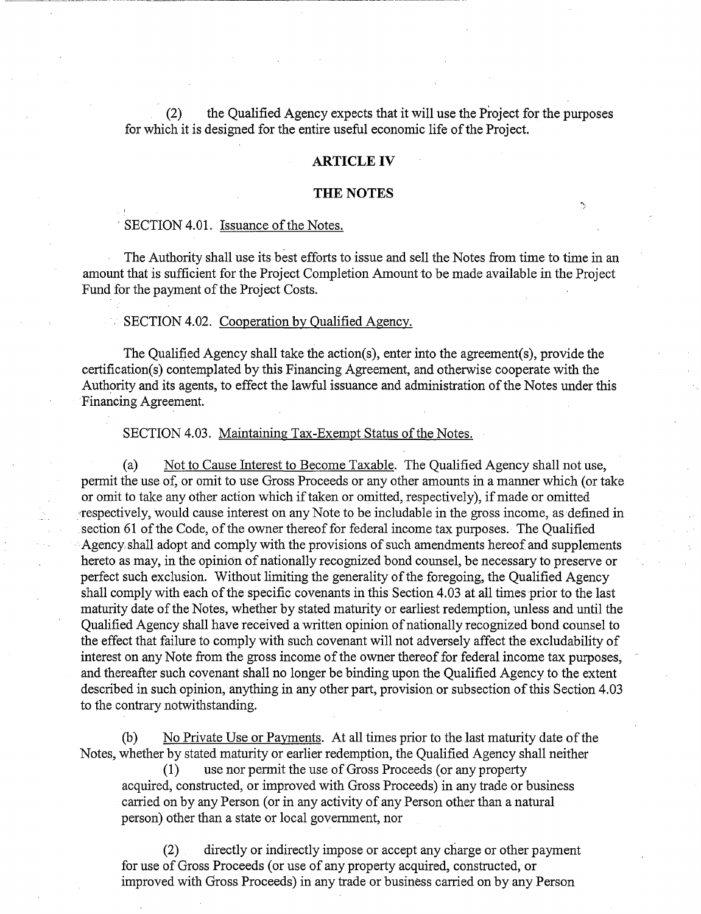(2) the Qualified Agency expects that it will use the Project for the purposes for which it is designed for the entire useful economic life of the Project.

## ARTICLE IV

## THE NOTES

SECTION 4.01. Issuance of the Notes.

The Authority shall use its best efforts to issue and sell the Notes from time to time in an amount that is sufficient for the Project Completion Amount to be made available in the Project Fund for the payment of the Project Costs.

SECTION 4.02. Cooperation by Qualified Agency.

The Qualified Agency shall take the action(s), enter into the agreement(s), provide the certification(s) contemplated by this Financing Agreement, and otherwise cooperate with the Authority and its agents, to effect the lawful issuance and administration of the Notes under this Financing Agreement.

SECTION 4.03. Maintaining Tax-Exempt Status of the Notes.

(a) Not to Cause Interest to Become Taxable. The Qualified Agency shall not use, permit the use of, or omit to use Gross Proceeds or any other amounts in a manner which (or take or omit to take any other action which if taken or omitted, respectively), if made or omitted respectively, would cause interest on any Note to be includable in the gross income, as defined in section 61 of the Code, of the owner thereof for federal income tax purposes. The Qualified Agency shall adopt and comply with the provisions of such amendments hereof and supplements hereto as may, in the opinion of nationally recognized bond counsel, be necessary to preserve or perfect such exclusion. Without limiting the generality of the foregoing, the Qualified Agency shall comply with each of the specific covenants in this Section 4.03 at all times prior to the last maturity date of the Notes, whether by stated maturity or earliest redemption, unless and until the Qualified Agency shall have received a written opinion of nationally recognized bond counsel to the effect that failure to comply with such covenant will not adversely affect the excludability of interest on any Note from the gross income of the owner thereof for federal income tax purposes, and thereafter such covenant shall no longer be binding upon the Qualified Agency to the extent described in such opinion, anything in any other part, provision or subsection of this Section 4.03 to the contrary notwithstanding.

(b) No Private Use or Payments. At all times prior to the last maturity date of the Notes, whether by stated maturity or earlier redemption, the Qualified Agency shall neither

(1) use nor permit the use of Gross Proceeds (or any property acquired, constructed, or improved with Gross Proceeds) in any trade or business carried on by any Person (or in any activity of any Person other than a natural person) other than a state or local government, nor

(2) directly or indirectly impose or accept any charge or other payment for use of Gross Proceeds (or use of any property acquired, constructed, or improved with Gross Proceeds) in any trade or business carried on by any Person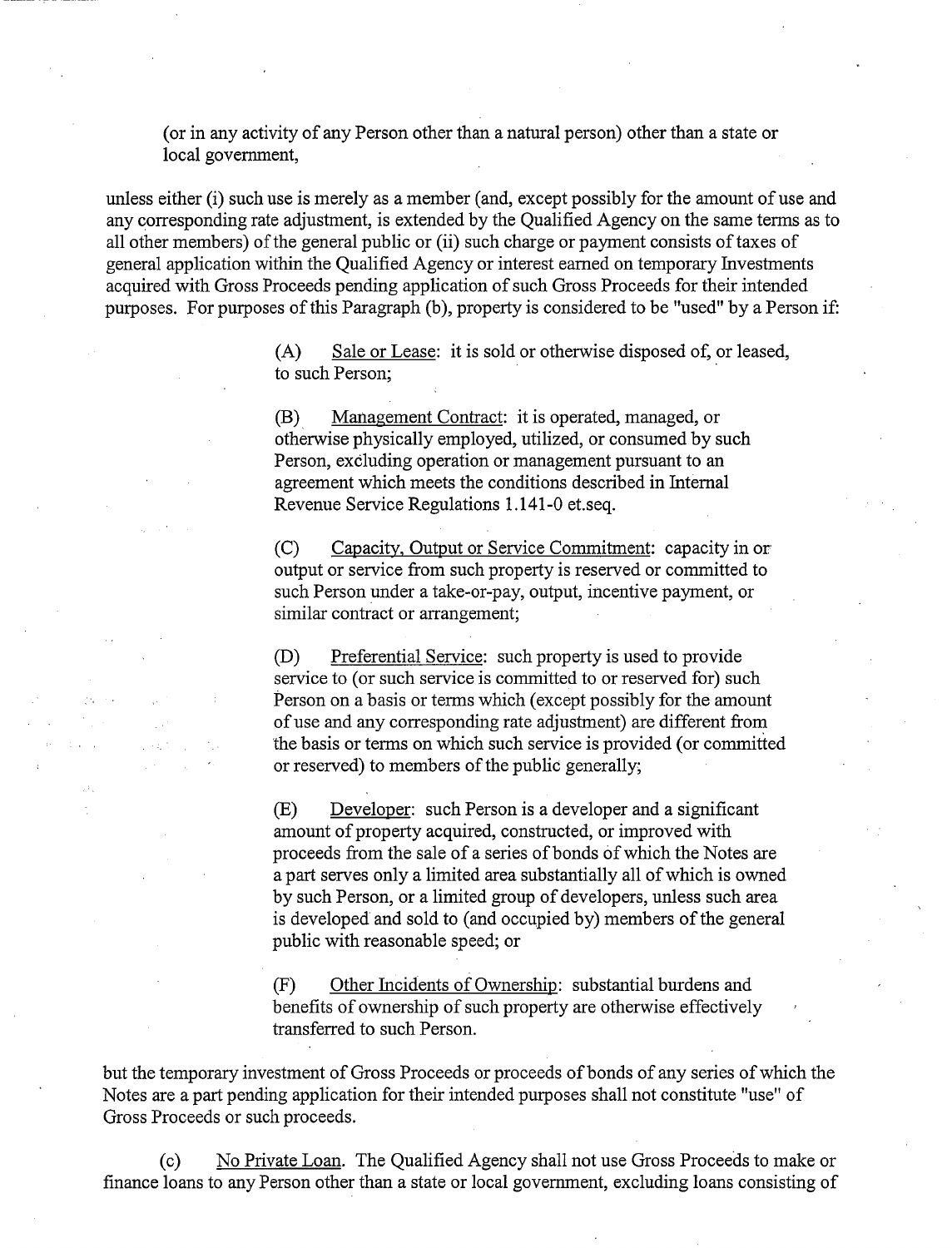(or in any activity of any Person other than a natural person) other than a state or local government,

unless either (i) such use is merely as a member (and, except possibly for the amount of use and any corresponding rate adjustment, is extended by the Qualified Agency on the same terms as to all other members) of the general public or (ii) such charge or payment consists of taxes of general application within the Qualified Agency or interest earned on temporary Investments acquired with Gross Proceeds pending application of such Gross Proceeds for their intended purposes. For purposes of this Paragraph (b), property is considered to be "used" by a Person if:

> (A) Sale or Lease: it is sold or otherwise disposed of, or leased, to such Person;
>
> (B) Management Contract: it is operated, managed, or otherwise physically employed, utilized, or consumed by such Person, excluding operation or management pursuant to an agreement which meets the conditions described in Internal Revenue Service Regulations 1.141-0 et.seq.
>
> (C) Capacity, Output or Service Commitment: capacity in or output or service from such property is reserved or committed to such Person under a take-or-pay, output, incentive payment, or similar contract or arrangement;
>
> (D) Preferential Service: such property is used to provide service to (or such service is committed to or reserved for) such Person on a basis or terms which (except possibly for the amount of use and any corresponding rate adjustment) are different from the basis or terms on which such service is provided (or committed or reserved) to members of the public generally;
>
> (E) Developer: such Person is a developer and a significant amount of property acquired, constructed, or improved with proceeds from the sale of a series of bonds of which the Notes are a part serves only a limited area substantially all of which is owned by such Person, or a limited group of developers, unless such area is developed and sold to (and occupied by) members of the general public with reasonable speed; or
>
> (F) Other Incidents of Ownership: substantial burdens and benefits of ownership of such property are otherwise effectively transferred to such Person.

but the temporary investment of Gross Proceeds or proceeds of bonds of any series of which the Notes are a part pending application for their intended purposes shall not constitute "use" of Gross Proceeds or such proceeds.

(c) No Private Loan. The Qualified Agency shall not use Gross Proceeds to make or finance loans to any Person other than a state or local government, excluding loans consisting of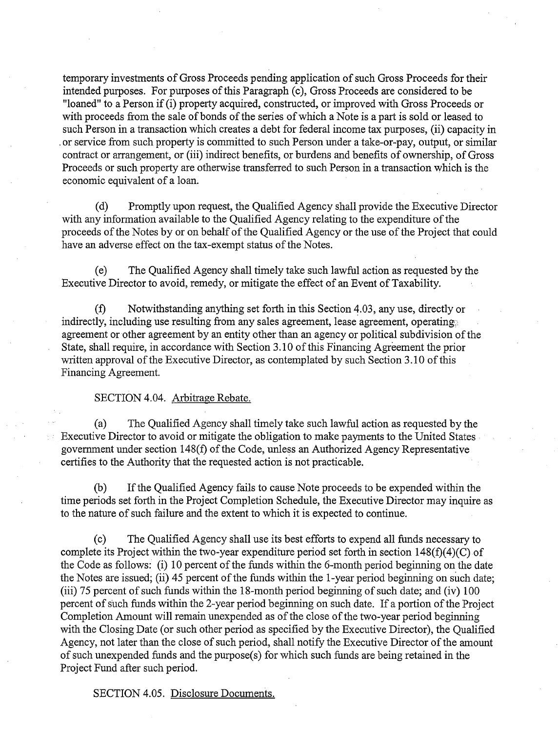temporary investments of Gross Proceeds pending application of such Gross Proceeds for their intended purposes. For purposes of this Paragraph (c), Gross Proceeds are considered to be "loaned" to a Person if (i) property acquired, constructed, or improved with Gross Proceeds or with proceeds from the sale of bonds of the series of which a Note is a part is sold or leased to such Person in a transaction which creates a debt for federal income tax purposes, (ii) capacity in or service from such property is committed to such Person under a take-or-pay, output, or similar contract or arrangement, or (iii) indirect benefits, or burdens and benefits of ownership, of Gross Proceeds or such property are otherwise transferred to such Person in a transaction which is the economic equivalent of a loan.

(d) Promptly upon request, the Qualified Agency shall provide the Executive Director with any information available to the Qualified Agency relating to the expenditure of the proceeds of the Notes by or on behalf of the Qualified Agency or the use of the Project that could have an adverse effect on the tax-exempt status of the Notes.

(e) The Qualified Agency shall timely take such lawful action as requested by the Executive Director to avoid, remedy, or mitigate the effect of an Event of Taxability.

(f) Notwithstanding anything set forth in this Section 4.03, any use, directly or indirectly, including use resulting from any sales agreement, lease agreement, operating agreement or other agreement by an entity other than an agency or political subdivision of the State, shall require, in accordance with Section 3.10 of this Financing Agreement the prior written approval of the Executive Director, as contemplated by such Section 3.10 of this Financing Agreement.

SECTION 4.04. Arbitrage Rebate.

(a) The Qualified Agency shall timely take such lawful action as requested by the Executive Director to avoid or mitigate the obligation to make payments to the United States government under section 148(f) of the Code, unless an Authorized Agency Representative certifies to the Authority that the requested action is not practicable.

(b) If the Qualified Agency fails to cause Note proceeds to be expended within the time periods set forth in the Project Completion Schedule, the Executive Director may inquire as to the nature of such failure and the extent to which it is expected to continue.

(c) The Qualified Agency shall use its best efforts to expend all funds necessary to complete its Project within the two-year expenditure period set forth in section 148(f)(4)(C) of the Code as follows: (i) 10 percent of the funds within the 6-month period beginning on the date the Notes are issued; (ii) 45 percent of the funds within the 1-year period beginning on such date; (iii) 75 percent of such funds within the 18-month period beginning of such date; and (iv) 100 percent of such funds within the 2-year period beginning on such date. If a portion of the Project Completion Amount will remain unexpended as of the close of the two-year period beginning with the Closing Date (or such other period as specified by the Executive Director), the Qualified Agency, not later than the close of such period, shall notify the Executive Director of the amount of such unexpended funds and the purpose(s) for which such funds are being retained in the Project Fund after such period.

SECTION 4.05. Disclosure Documents.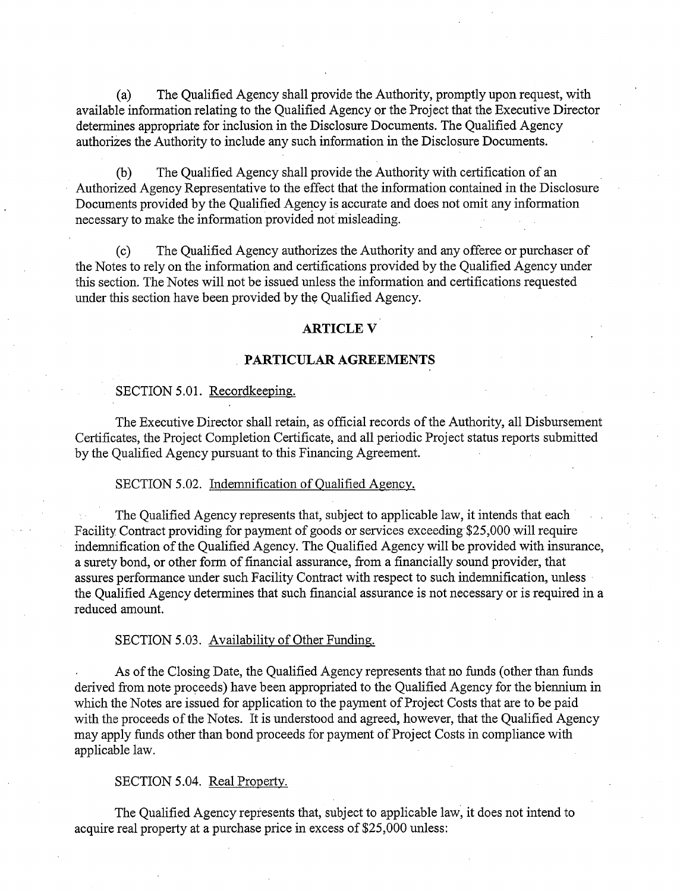(a) The Qualified Agency shall provide the Authority, promptly upon request, with available information relating to the Qualified Agency or the Project that the Executive Director determines appropriate for inclusion in the Disclosure Documents. The Qualified Agency authorizes the Authority to include any such information in the Disclosure Documents.

(b) The Qualified Agency shall provide the Authority with certification of an Authorized Agency Representative to the effect that the information contained in the Disclosure Documents provided by the Qualified Agency is accurate and does not omit any information necessary to make the information provided not misleading.

(c) The Qualified Agency authorizes the Authority and any offeree or purchaser of the Notes to rely on the information and certifications provided by the Qualified Agency under this section. The Notes will not be issued unless the information and certifications requested under this section have been provided by the Qualified Agency.

## ARTICLE V

## PARTICULAR AGREEMENTS

SECTION 5.01. Recordkeeping.

The Executive Director shall retain, as official records of the Authority, all Disbursement Certificates, the Project Completion Certificate, and all periodic Project status reports submitted by the Qualified Agency pursuant to this Financing Agreement.

SECTION 5.02. Indemnification of Qualified Agency.

The Qualified Agency represents that, subject to applicable law, it intends that each Facility Contract providing for payment of goods or services exceeding $25,000 will require indemnification of the Qualified Agency. The Qualified Agency will be provided with insurance, a surety bond, or other form of financial assurance, from a financially sound provider, that assures performance under such Facility Contract with respect to such indemnification, unless the Qualified Agency determines that such financial assurance is not necessary or is required in a reduced amount.

SECTION 5.03. Availability of Other Funding.

As of the Closing Date, the Qualified Agency represents that no funds (other than funds derived from note proceeds) have been appropriated to the Qualified Agency for the biennium in which the Notes are issued for application to the payment of Project Costs that are to be paid with the proceeds of the Notes. It is understood and agreed, however, that the Qualified Agency may apply funds other than bond proceeds for payment of Project Costs in compliance with applicable law.

SECTION 5.04. Real Property.

The Qualified Agency represents that, subject to applicable law, it does not intend to acquire real property at a purchase price in excess of $25,000 unless: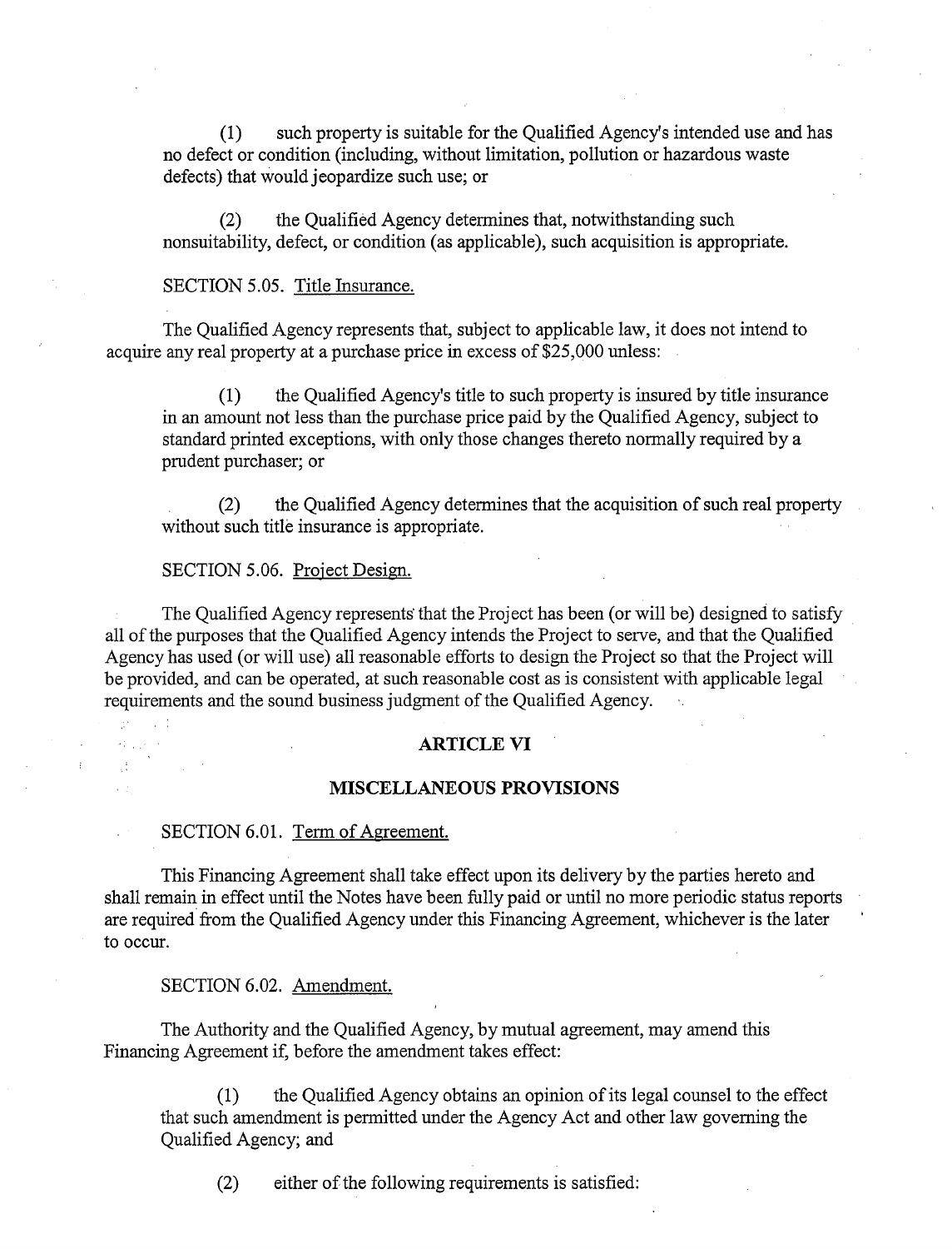(1) such property is suitable for the Qualified Agency's intended use and has no defect or condition (including, without limitation, pollution or hazardous waste defects) that would jeopardize such use; or

(2) the Qualified Agency determines that, notwithstanding such nonsuitability, defect, or condition (as applicable), such acquisition is appropriate.

SECTION 5.05. Title Insurance.

The Qualified Agency represents that, subject to applicable law, it does not intend to acquire any real property at a purchase price in excess of $25,000 unless:

(1) the Qualified Agency's title to such property is insured by title insurance in an amount not less than the purchase price paid by the Qualified Agency, subject to standard printed exceptions, with only those changes thereto normally required by a prudent purchaser; or

(2) the Qualified Agency determines that the acquisition of such real property without such title insurance is appropriate.

SECTION 5.06. Project Design.

The Qualified Agency represents that the Project has been (or will be) designed to satisfy all of the purposes that the Qualified Agency intends the Project to serve, and that the Qualified Agency has used (or will use) all reasonable efforts to design the Project so that the Project will be provided, and can be operated, at such reasonable cost as is consistent with applicable legal requirements and the sound business judgment of the Qualified Agency.

## ARTICLE VI

## MISCELLANEOUS PROVISIONS

SECTION 6.01. Term of Agreement.

This Financing Agreement shall take effect upon its delivery by the parties hereto and shall remain in effect until the Notes have been fully paid or until no more periodic status reports are required from the Qualified Agency under this Financing Agreement, whichever is the later to occur.

SECTION 6.02. Amendment.

The Authority and the Qualified Agency, by mutual agreement, may amend this Financing Agreement if, before the amendment takes effect:

(1) the Qualified Agency obtains an opinion of its legal counsel to the effect that such amendment is permitted under the Agency Act and other law governing the Qualified Agency; and

(2) either of the following requirements is satisfied: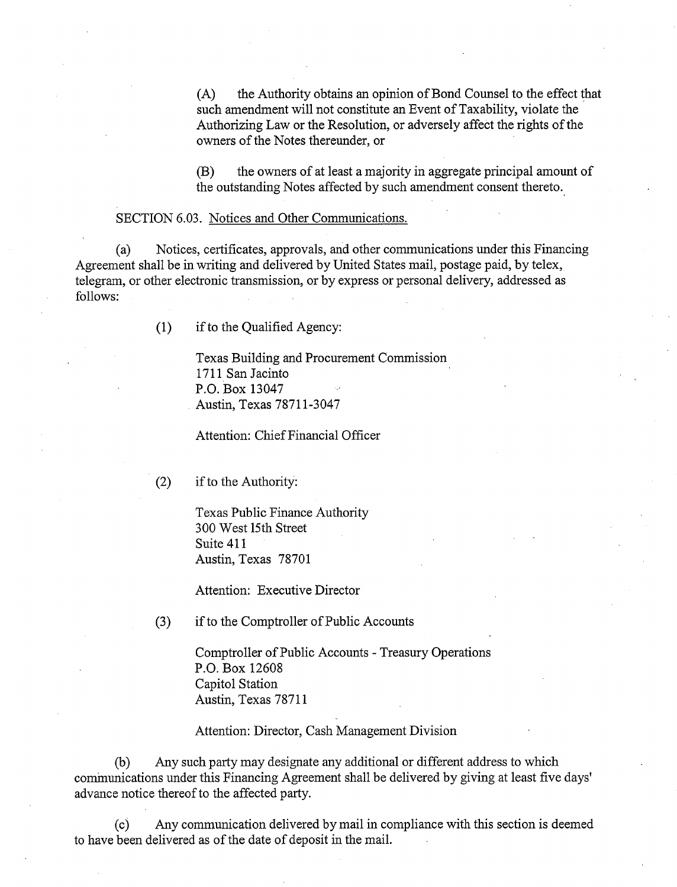(A) the Authority obtains an opinion of Bond Counsel to the effect that such amendment will not constitute an Event of Taxability, violate the Authorizing Law or the Resolution, or adversely affect the rights of the owners of the Notes thereunder, or

(B) the owners of at least a majority in aggregate principal amount of the outstanding Notes affected by such amendment consent thereto.

SECTION 6.03. Notices and Other Communications.

(a) Notices, certificates, approvals, and other communications under this Financing Agreement shall be in writing and delivered by United States mail, postage paid, by telex, telegram, or other electronic transmission, or by express or personal delivery, addressed as follows:

(1) if to the Qualified Agency:

Texas Building and Procurement Commission
1711 San Jacinto
P.O. Box 13047
Austin, Texas 78711-3047

Attention: Chief Financial Officer

(2) if to the Authority:

Texas Public Finance Authority
300 West 15th Street
Suite 411
Austin, Texas 78701

Attention: Executive Director

(3) if to the Comptroller of Public Accounts

Comptroller of Public Accounts - Treasury Operations
P.O. Box 12608
Capitol Station
Austin, Texas 78711

Attention: Director, Cash Management Division

(b) Any such party may designate any additional or different address to which communications under this Financing Agreement shall be delivered by giving at least five days' advance notice thereof to the affected party.

(c) Any communication delivered by mail in compliance with this section is deemed to have been delivered as of the date of deposit in the mail.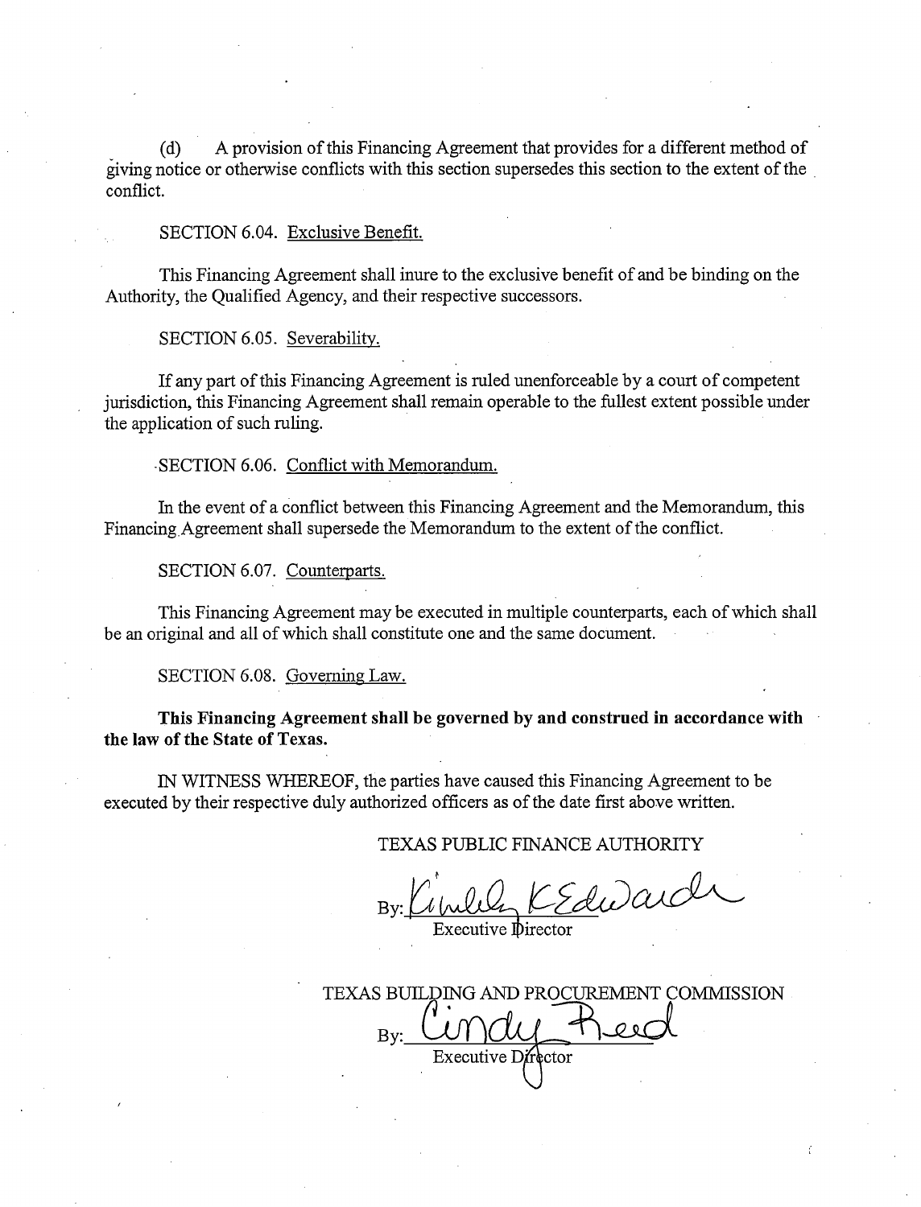(d) A provision of this Financing Agreement that provides for a different method of giving notice or otherwise conflicts with this section supersedes this section to the extent of the conflict.

SECTION 6.04. Exclusive Benefit.

This Financing Agreement shall inure to the exclusive benefit of and be binding on the Authority, the Qualified Agency, and their respective successors.

SECTION 6.05. Severability.

If any part of this Financing Agreement is ruled unenforceable by a court of competent jurisdiction, this Financing Agreement shall remain operable to the fullest extent possible under the application of such ruling.

SECTION 6.06. Conflict with Memorandum.

In the event of a conflict between this Financing Agreement and the Memorandum, this Financing Agreement shall supersede the Memorandum to the extent of the conflict.

SECTION 6.07. Counterparts.

This Financing Agreement may be executed in multiple counterparts, each of which shall be an original and all of which shall constitute one and the same document.

SECTION 6.08. Governing Law.

**This Financing Agreement shall be governed by and construed in accordance with the law of the State of Texas.**

IN WITNESS WHEREOF, the parties have caused this Financing Agreement to be executed by their respective duly authorized officers as of the date first above written.

TEXAS PUBLIC FINANCE AUTHORITY

By: Kimberly K Edwards
Executive Director

TEXAS BUILDING AND PROCUREMENT COMMISSION

By: Cindy Reed
Executive Director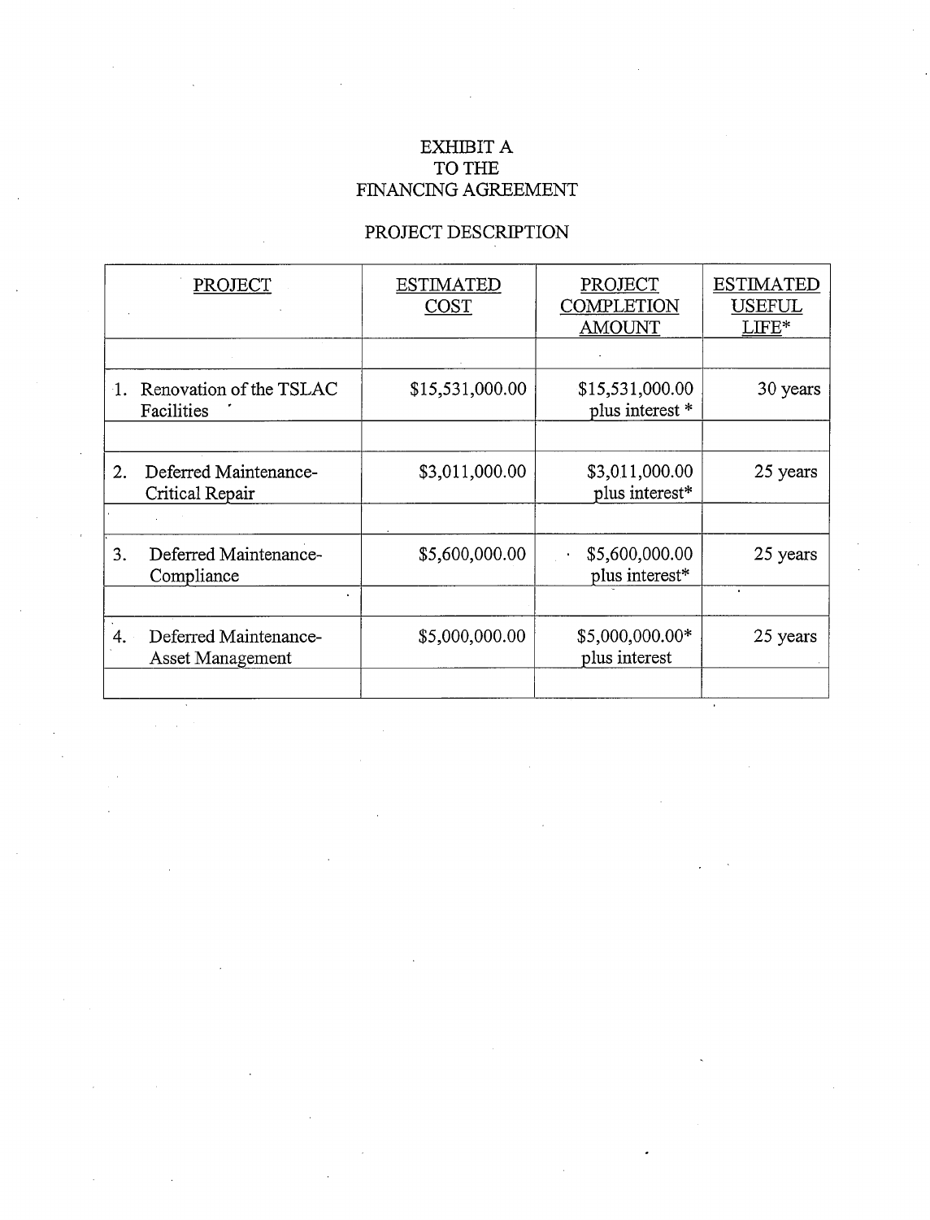# EXHIBIT A
# TO THE
# FINANCING AGREEMENT

## PROJECT DESCRIPTION

| PROJECT | ESTIMATED COST | PROJECT COMPLETION AMOUNT | ESTIMATED USEFUL LIFE* |
|---|---|---|---|
| | | | |
| 1. Renovation of the TSLAC Facilities | $15,531,000.00 | $15,531,000.00 plus interest * | 30 years |
| | | | |
| 2. Deferred Maintenance-Critical Repair | $3,011,000.00 | $3,011,000.00 plus interest* | 25 years |
| | | | |
| 3. Deferred Maintenance-Compliance | $5,600,000.00 | $5,600,000.00 plus interest* | 25 years |
| | | | |
| 4. Deferred Maintenance-Asset Management | $5,000,000.00 | $5,000,000.00* plus interest | 25 years |
| | | | |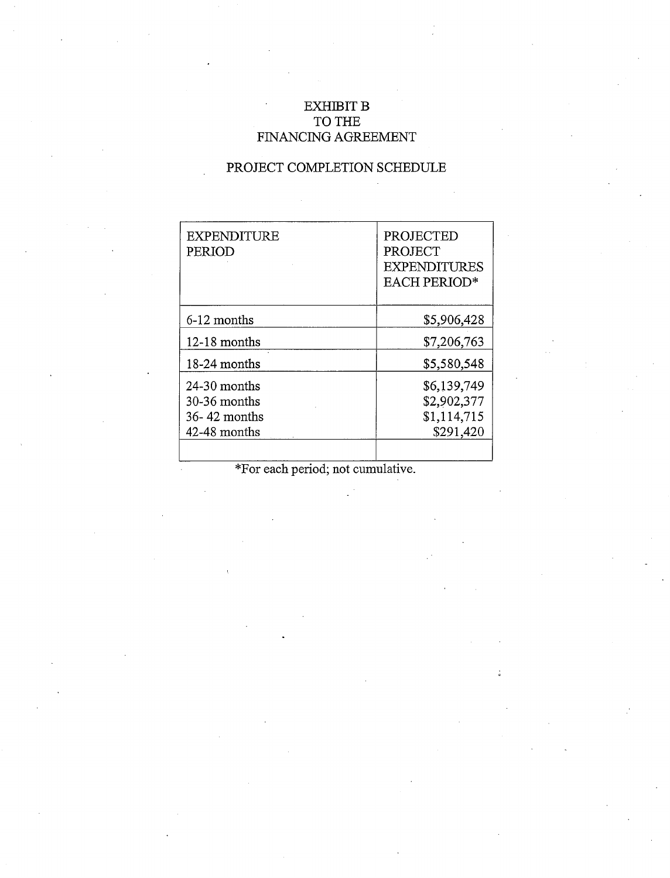# EXHIBIT B
# TO THE
# FINANCING AGREEMENT

## PROJECT COMPLETION SCHEDULE

| EXPENDITURE PERIOD | PROJECTED PROJECT EXPENDITURES EACH PERIOD* |
|---|---|
| 6-12 months | $5,906,428 |
| 12-18 months | $7,206,763 |
| 18-24 months | $5,580,548 |
| 24-30 months | $6,139,749 |
| 30-36 months | $2,902,377 |
| 36- 42 months | $1,114,715 |
| 42-48 months | $291,420 |
| | |

*For each period; not cumulative.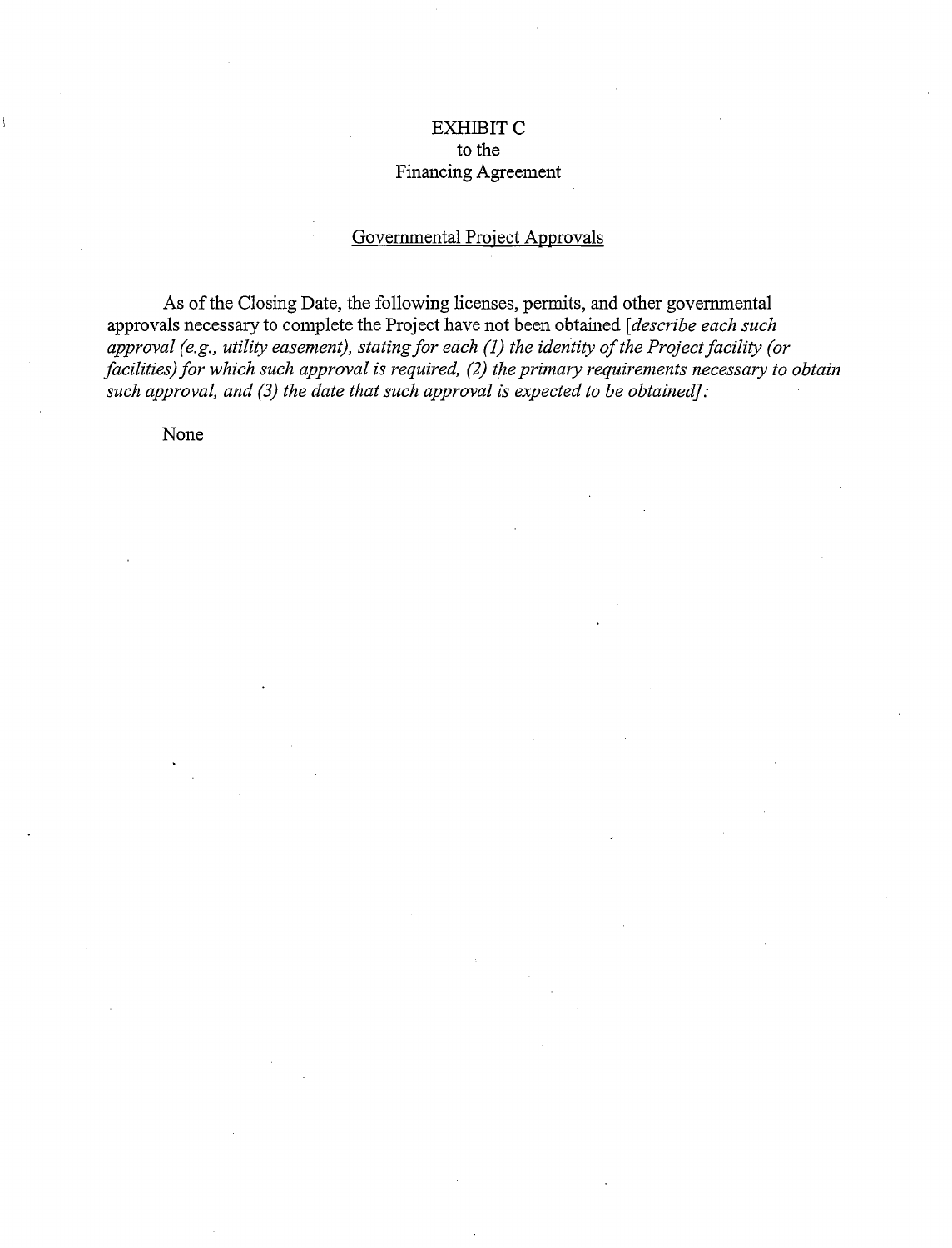# EXHIBIT C
to the
Financing Agreement

## Governmental Project Approvals

As of the Closing Date, the following licenses, permits, and other governmental approvals necessary to complete the Project have not been obtained [*describe each such approval (e.g., utility easement), stating for each (1) the identity of the Project facility (or facilities) for which such approval is required, (2) the primary requirements necessary to obtain such approval, and (3) the date that such approval is expected to be obtained*]:

None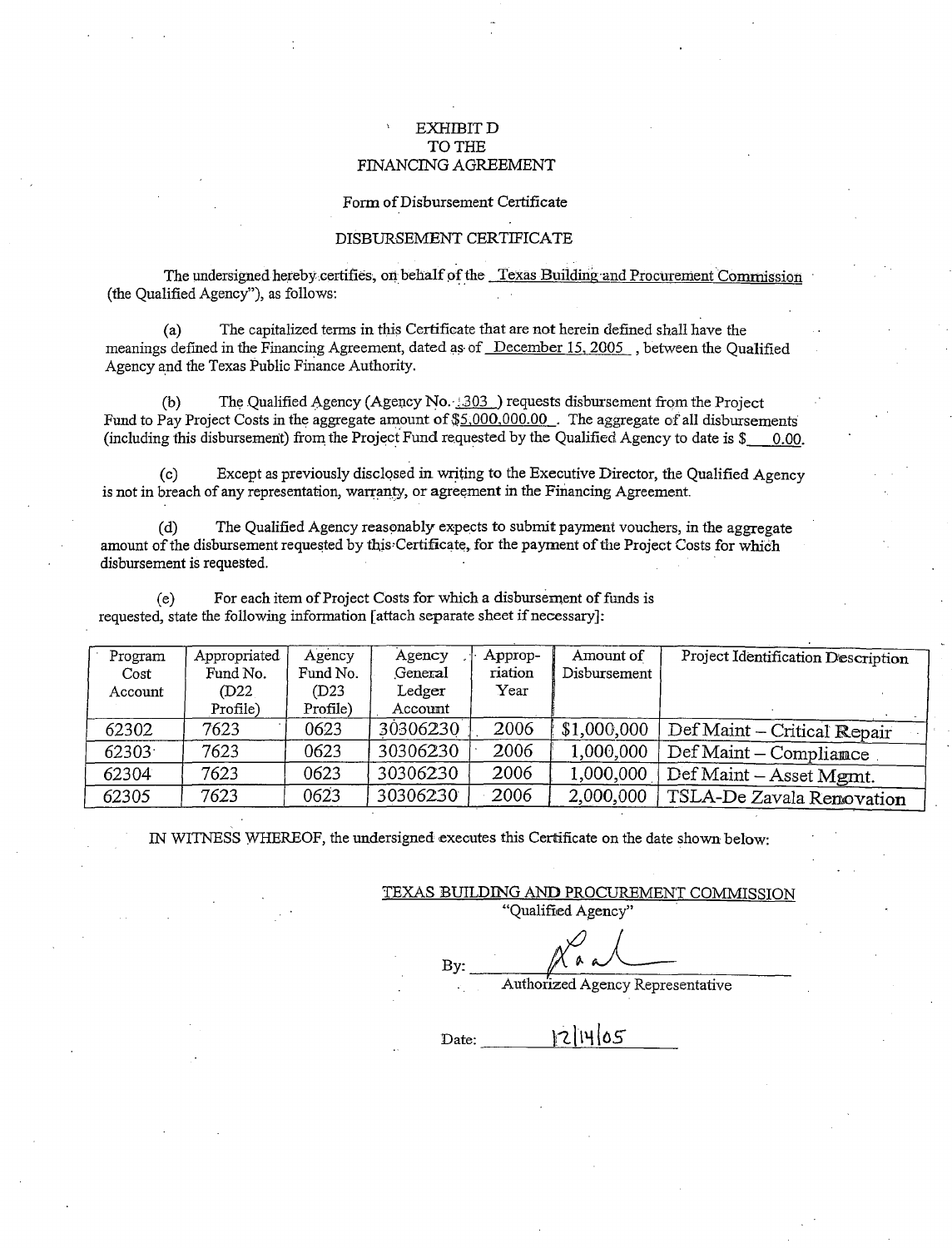EXHIBIT D
TO THE
FINANCING AGREEMENT

Form of Disbursement Certificate

DISBURSEMENT CERTIFICATE

The undersigned hereby certifies, on behalf of the Texas Building and Procurement Commission (the Qualified Agency"), as follows:

(a) The capitalized terms in this Certificate that are not herein defined shall have the meanings defined in the Financing Agreement, dated as of December 15, 2005, between the Qualified Agency and the Texas Public Finance Authority.

(b) The Qualified Agency (Agency No. 303) requests disbursement from the Project Fund to Pay Project Costs in the aggregate amount of $5,000,000.00. The aggregate of all disbursements (including this disbursement) from the Project Fund requested by the Qualified Agency to date is $ 0.00.

(c) Except as previously disclosed in writing to the Executive Director, the Qualified Agency is not in breach of any representation, warranty, or agreement in the Financing Agreement.

(d) The Qualified Agency reasonably expects to submit payment vouchers, in the aggregate amount of the disbursement requested by this Certificate, for the payment of the Project Costs for which disbursement is requested.

(e) For each item of Project Costs for which a disbursement of funds is requested, state the following information [attach separate sheet if necessary]:

| Program Cost Account | Appropriated Fund No. (D22 Profile) | Agency Fund No. (D23 Profile) | Agency General Ledger Account | Appropriation Year | Amount of Disbursement | Project Identification Description |
|---|---|---|---|---|---|---|
| 62302 | 7623 | 0623 | 30306230 | 2006 | $1,000,000 | Def Maint – Critical Repair |
| 62303 | 7623 | 0623 | 30306230 | 2006 | 1,000,000 | Def Maint – Compliance |
| 62304 | 7623 | 0623 | 30306230 | 2006 | 1,000,000 | Def Maint – Asset Mgmt. |
| 62305 | 7623 | 0623 | 30306230 | 2006 | 2,000,000 | TSLA-De Zavala Renovation |

IN WITNESS WHEREOF, the undersigned executes this Certificate on the date shown below:

TEXAS BUILDING AND PROCUREMENT COMMISSION
"Qualified Agency"

By: ______________________
Authorized Agency Representative

Date: 12/14/05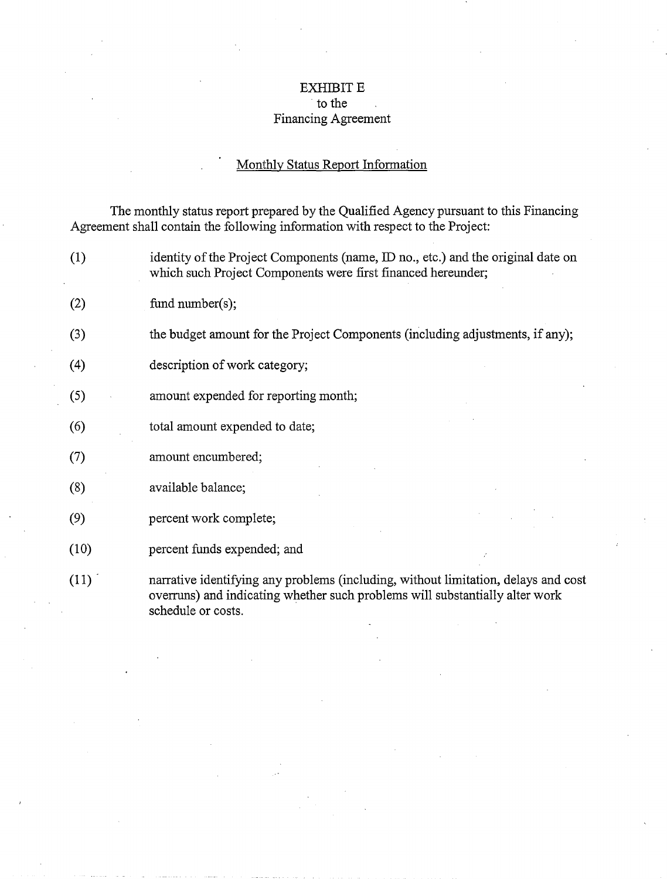# EXHIBIT E
## to the
## Financing Agreement

<u>Monthly Status Report Information</u>

The monthly status report prepared by the Qualified Agency pursuant to this Financing Agreement shall contain the following information with respect to the Project:

(1) identity of the Project Components (name, ID no., etc.) and the original date on which such Project Components were first financed hereunder;

(2) fund number(s);

(3) the budget amount for the Project Components (including adjustments, if any);

(4) description of work category;

(5) amount expended for reporting month;

(6) total amount expended to date;

(7) amount encumbered;

(8) available balance;

(9) percent work complete;

(10) percent funds expended; and

(11) narrative identifying any problems (including, without limitation, delays and cost overruns) and indicating whether such problems will substantially alter work schedule or costs.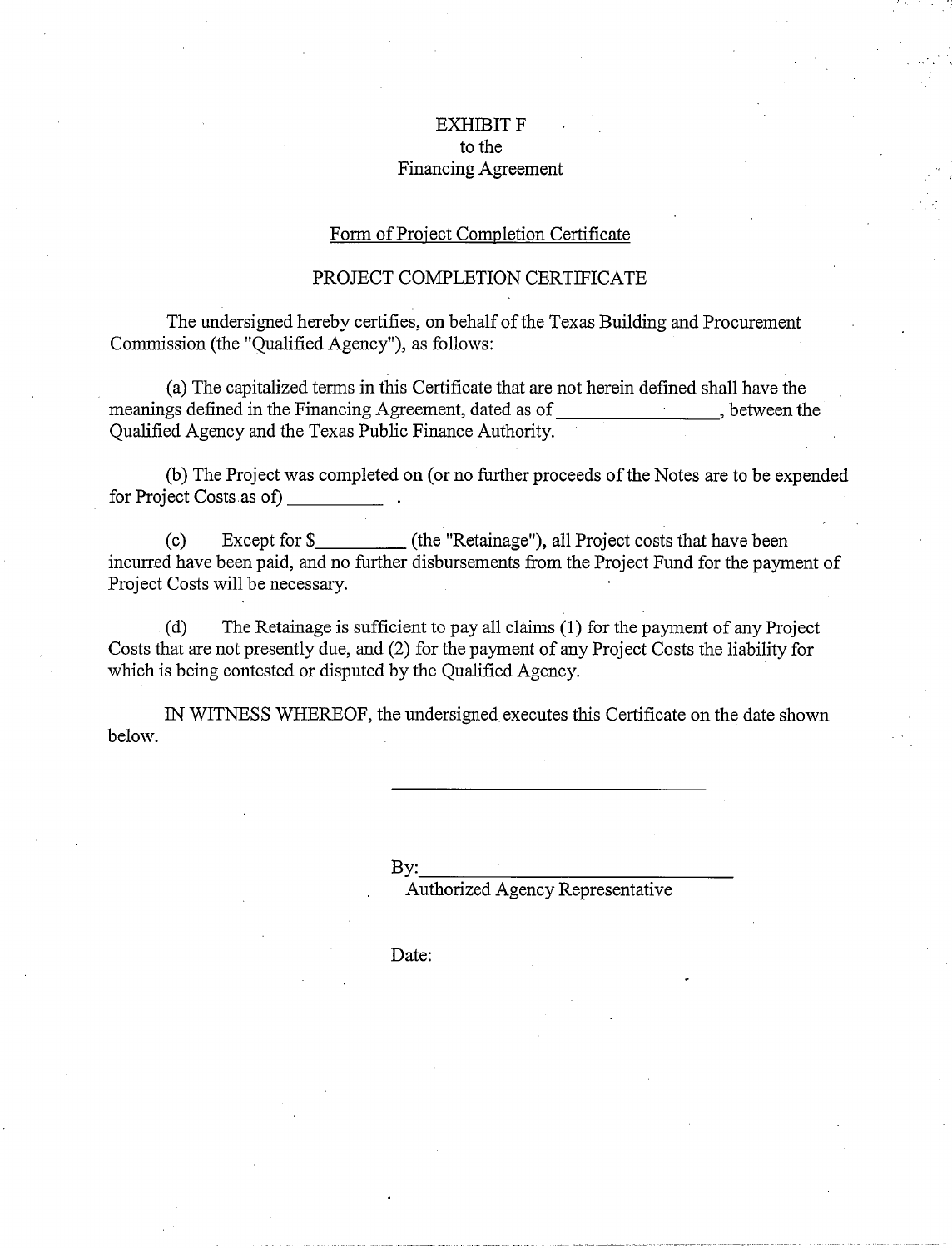EXHIBIT F
to the
Financing Agreement

Form of Project Completion Certificate

PROJECT COMPLETION CERTIFICATE

The undersigned hereby certifies, on behalf of the Texas Building and Procurement Commission (the "Qualified Agency"), as follows:

(a) The capitalized terms in this Certificate that are not herein defined shall have the meanings defined in the Financing Agreement, dated as of _______________, between the Qualified Agency and the Texas Public Finance Authority.

(b) The Project was completed on (or no further proceeds of the Notes are to be expended for Project Costs as of) _________ .

(c) Except for $_________ (the "Retainage"), all Project costs that have been incurred have been paid, and no further disbursements from the Project Fund for the payment of Project Costs will be necessary.

(d) The Retainage is sufficient to pay all claims (1) for the payment of any Project Costs that are not presently due, and (2) for the payment of any Project Costs the liability for which is being contested or disputed by the Qualified Agency.

IN WITNESS WHEREOF, the undersigned executes this Certificate on the date shown below.

_________________________________

By:_______________________________
Authorized Agency Representative

Date: